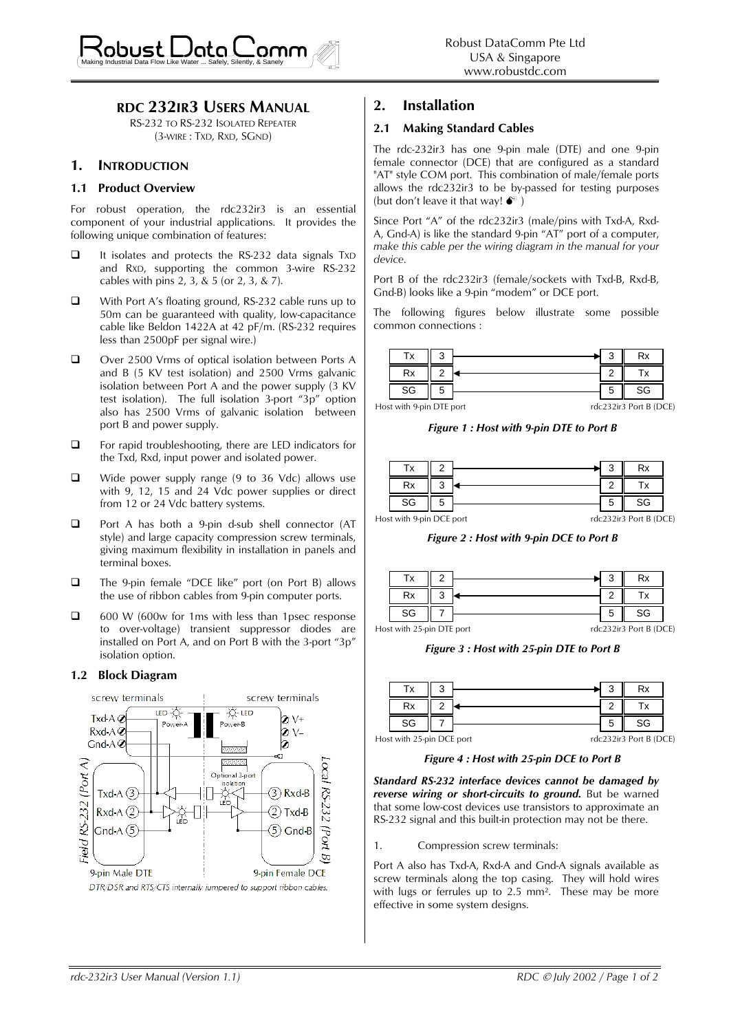# RDC 232IR3 USERS MANUAL

RS-232 TO RS-232 ISOLATED REPEATER
(3-WIRE : TXD, RXD, SGND)

## 1. INTRODUCTION

### 1.1 Product Overview

For robust operation, the rdc232ir3 is an essential component of your industrial applications. It provides the following unique combination of features:

- It isolates and protects the RS-232 data signals TXD and RXD, supporting the common 3-wire RS-232 cables with pins 2, 3, & 5 (or 2, 3, & 7).
- With Port A's floating ground, RS-232 cable runs up to 50m can be guaranteed with quality, low-capacitance cable like Beldon 1422A at 42 pF/m. (RS-232 requires less than 2500pF per signal wire.)
- Over 2500 Vrms of optical isolation between Ports A and B (5 KV test isolation) and 2500 Vrms galvanic isolation between Port A and the power supply (3 KV test isolation). The full isolation 3-port "3p" option also has 2500 Vrms of galvanic isolation between port B and power supply.
- For rapid troubleshooting, there are LED indicators for the Txd, Rxd, input power and isolated power.
- Wide power supply range (9 to 36 Vdc) allows use with 9, 12, 15 and 24 Vdc power supplies or direct from 12 or 24 Vdc battery systems.
- Port A has both a 9-pin d-sub shell connector (AT style) and large capacity compression screw terminals, giving maximum flexibility in installation in panels and terminal boxes.
- The 9-pin female "DCE like" port (on Port B) allows the use of ribbon cables from 9-pin computer ports.
- 600 W (600w for 1ms with less than 1psec response to over-voltage) transient suppressor diodes are installed on Port A, and on Port B with the 3-port "3p" isolation option.

### 1.2 Block Diagram

screw terminals | screw terminals

Txd-A, Rxd-A, Gnd-A — LED Power-A — LED Power-B — V+, V−

Field RS-232 (Port A): Txd-A (3), Rxd-A (2), Gnd-A (5) — Optional 3-port isolation — Local RS-232 (Port B): Rxd-B (3), Txd-B (2), Gnd-B (5)

9-pin Male DTE | 9-pin Female DCE

*DTR/DSR and RTS/CTS internally jumpered to support ribbon cables.*

## 2. Installation

### 2.1 Making Standard Cables

The rdc-232ir3 has one 9-pin male (DTE) and one 9-pin female connector (DCE) that are configured as a standard "AT" style COM port. This combination of male/female ports allows the rdc232ir3 to be by-passed for testing purposes (but don't leave it that way! ☞ )

Since Port "A" of the rdc232ir3 (male/pins with Txd-A, Rxd-A, Gnd-A) is like the standard 9-pin "AT" port of a computer, *make this cable per the wiring diagram in the manual for your device.*

Port B of the rdc232ir3 (female/sockets with Txd-B, Rxd-B, Gnd-B) looks like a 9-pin "modem" or DCE port.

The following figures below illustrate some possible common connections :

| Host with 9-pin DTE port | | | rdc232ir3 Port B (DCE) | |
|---|---|---|---|---|
| Tx | 3 | → | 3 | Rx |
| Rx | 2 | ← | 2 | Tx |
| SG | 5 | — | 5 | SG |

***Figure 1 : Host with 9-pin DTE to Port B***

| Host with 9-pin DCE port | | | rdc232ir3 Port B (DCE) | |
|---|---|---|---|---|
| Tx | 2 | → | 3 | Rx |
| Rx | 3 | ← | 2 | Tx |
| SG | 5 | — | 5 | SG |

***Figure 2 : Host with 9-pin DCE to Port B***

| Host with 25-pin DTE port | | | rdc232ir3 Port B (DCE) | |
|---|---|---|---|---|
| Tx | 2 | → | 3 | Rx |
| Rx | 3 | ← | 2 | Tx |
| SG | 7 | — | 5 | SG |

***Figure 3 : Host with 25-pin DTE to Port B***

| Host with 25-pin DCE port | | | rdc232ir3 Port B (DCE) | |
|---|---|---|---|---|
| Tx | 3 | → | 3 | Rx |
| Rx | 2 | ← | 2 | Tx |
| SG | 7 | — | 5 | SG |

***Figure 4 : Host with 25-pin DCE to Port B***

***Standard RS-232 interface devices cannot be damaged by reverse wiring or short-circuits to ground.*** But be warned that some low-cost devices use transistors to approximate an RS-232 signal and this built-in protection may not be there.

1. Compression screw terminals:

Port A also has Txd-A, Rxd-A and Gnd-A signals available as screw terminals along the top casing. They will hold wires with lugs or ferrules up to 2.5 mm². These may be more effective in some system designs.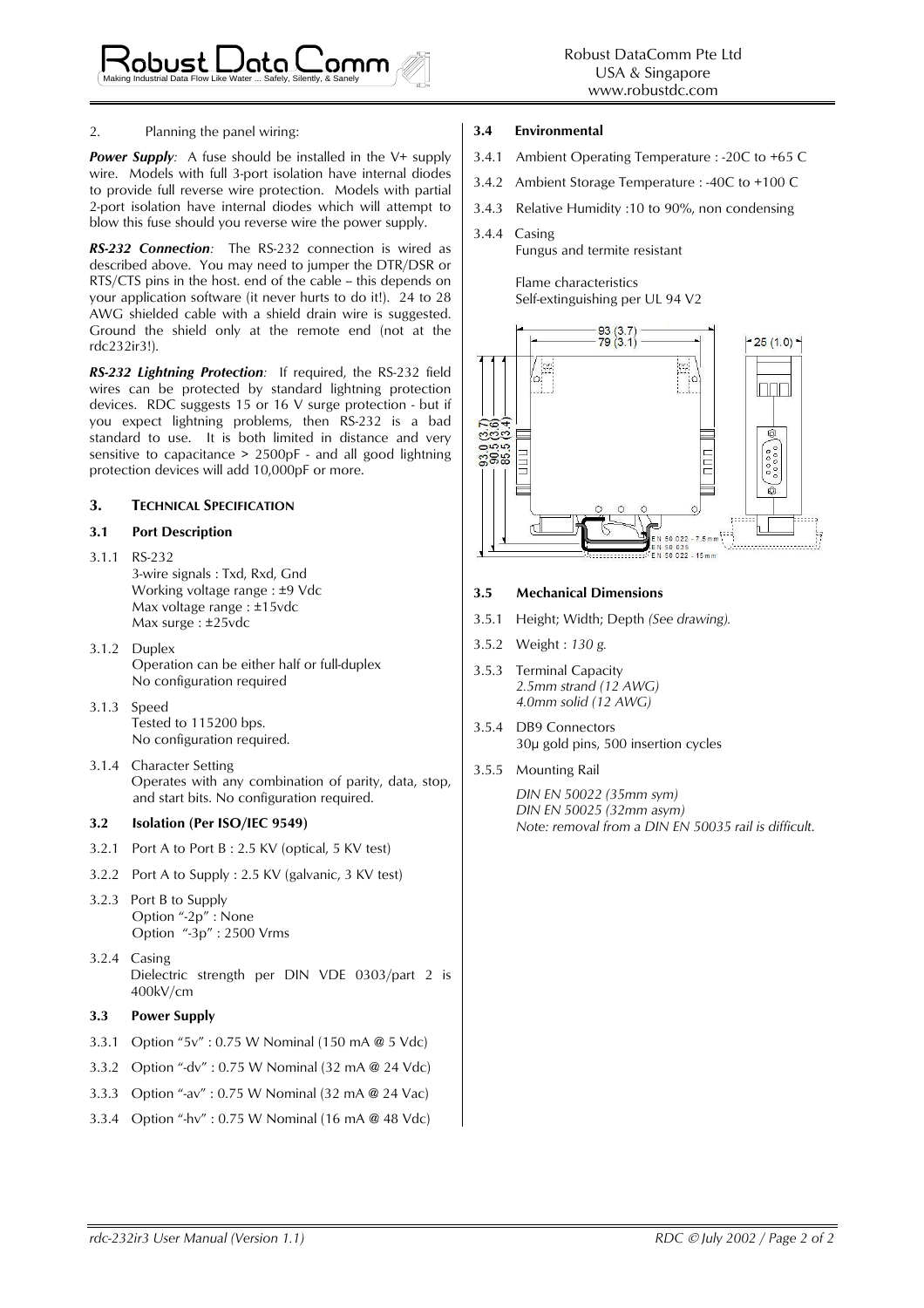2. Planning the panel wiring:

***Power Supply**:* A fuse should be installed in the V+ supply wire. Models with full 3-port isolation have internal diodes to provide full reverse wire protection. Models with partial 2-port isolation have internal diodes which will attempt to blow this fuse should you reverse wire the power supply.

***RS-232 Connection**:* The RS-232 connection is wired as described above. You may need to jumper the DTR/DSR or RTS/CTS pins in the host. end of the cable – this depends on your application software (it never hurts to do it!). 24 to 28 AWG shielded cable with a shield drain wire is suggested. Ground the shield only at the remote end (not at the rdc232ir3!).

***RS-232 Lightning Protection**:* If required, the RS-232 field wires can be protected by standard lightning protection devices. RDC suggests 15 or 16 V surge protection - but if you expect lightning problems, then RS-232 is a bad standard to use. It is both limited in distance and very sensitive to capacitance > 2500pF - and all good lightning protection devices will add 10,000pF or more.

## 3. Technical Specification

### 3.1 Port Description

3.1.1 RS-232
3-wire signals : Txd, Rxd, Gnd
Working voltage range : ±9 Vdc
Max voltage range : ±15vdc
Max surge : ±25vdc

3.1.2 Duplex
Operation can be either half or full-duplex
No configuration required

3.1.3 Speed
Tested to 115200 bps.
No configuration required.

3.1.4 Character Setting
Operates with any combination of parity, data, stop, and start bits. No configuration required.

### 3.2 Isolation (Per ISO/IEC 9549)

3.2.1 Port A to Port B : 2.5 KV (optical, 5 KV test)

3.2.2 Port A to Supply : 2.5 KV (galvanic, 3 KV test)

3.2.3 Port B to Supply
Option "-2p" : None
Option "-3p" : 2500 Vrms

3.2.4 Casing
Dielectric strength per DIN VDE 0303/part 2 is 400kV/cm

### 3.3 Power Supply

3.3.1 Option "5v" : 0.75 W Nominal (150 mA @ 5 Vdc)

3.3.2 Option "-dv" : 0.75 W Nominal (32 mA @ 24 Vdc)

3.3.3 Option "-av" : 0.75 W Nominal (32 mA @ 24 Vac)

3.3.4 Option "-hv" : 0.75 W Nominal (16 mA @ 48 Vdc)

### 3.4 Environmental

3.4.1 Ambient Operating Temperature : -20C to +65 C

3.4.2 Ambient Storage Temperature : -40C to +100 C

3.4.3 Relative Humidity :10 to 90%, non condensing

3.4.4 Casing
Fungus and termite resistant

Flame characteristics
Self-extinguishing per UL 94 V2

93 (3.7)
79 (3.1)
25 (1.0)
93.0 (3.7)
90.5 (3.6)
85.5 (3.4)
EN 50 022 - 7.5mm
EN 50 035
EN 50 022 - 15mm

### 3.5 Mechanical Dimensions

3.5.1 Height; Width; Depth *(See drawing).*

3.5.2 Weight : *130 g.*

3.5.3 Terminal Capacity
*2.5mm strand (12 AWG)*
*4.0mm solid (12 AWG)*

3.5.4 DB9 Connectors
30µ gold pins, 500 insertion cycles

3.5.5 Mounting Rail

*DIN EN 50022 (35mm sym)*
*DIN EN 50025 (32mm asym)*
*Note: removal from a DIN EN 50035 rail is difficult.*